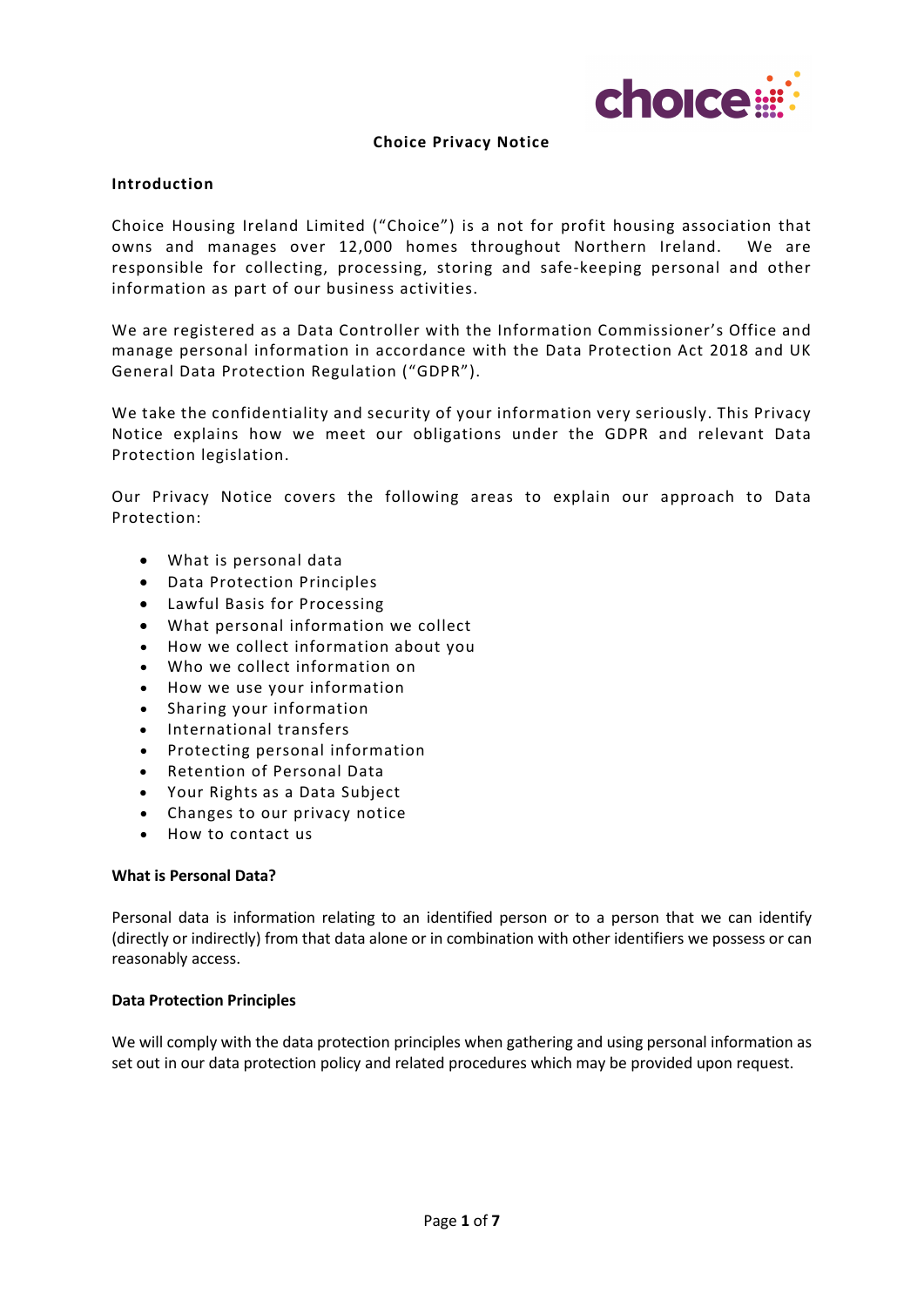# Choice Privacy Notice

## Introduction

Choice Housing Ireland Limited ("Choice") is a not for profit housing association that owns and manages over 12,000 homes throughout Northern Ireland. We are responsible for collecting, processing, storing and safe-keeping personal and other information as part of our business activities.

We are registered as a Data Controller with the Information Commissioner's Office and manage personal information in accordance with the Data Protection Act 2018 and UK General Data Protection Regulation ("GDPR").

We take the confidentiality and security of your information very seriously. This Privacy Notice explains how we meet our obligations under the GDPR and relevant Data Protection legislation.

Our Privacy Notice covers the following areas to explain our approach to Data Protection:

- What is personal data
- Data Protection Principles
- Lawful Basis for Processing
- What personal information we collect
- How we collect information about you
- Who we collect information on
- How we use your information
- Sharing your information
- International transfers
- Protecting personal information
- Retention of Personal Data
- Your Rights as a Data Subject
- Changes to our privacy notice
- How to contact us

## What is Personal Data?

Personal data is information relating to an identified person or to a person that we can identify (directly or indirectly) from that data alone or in combination with other identifiers we possess or can reasonably access.

## Data Protection Principles

We will comply with the data protection principles when gathering and using personal information as set out in our data protection policy and related procedures which may be provided upon request.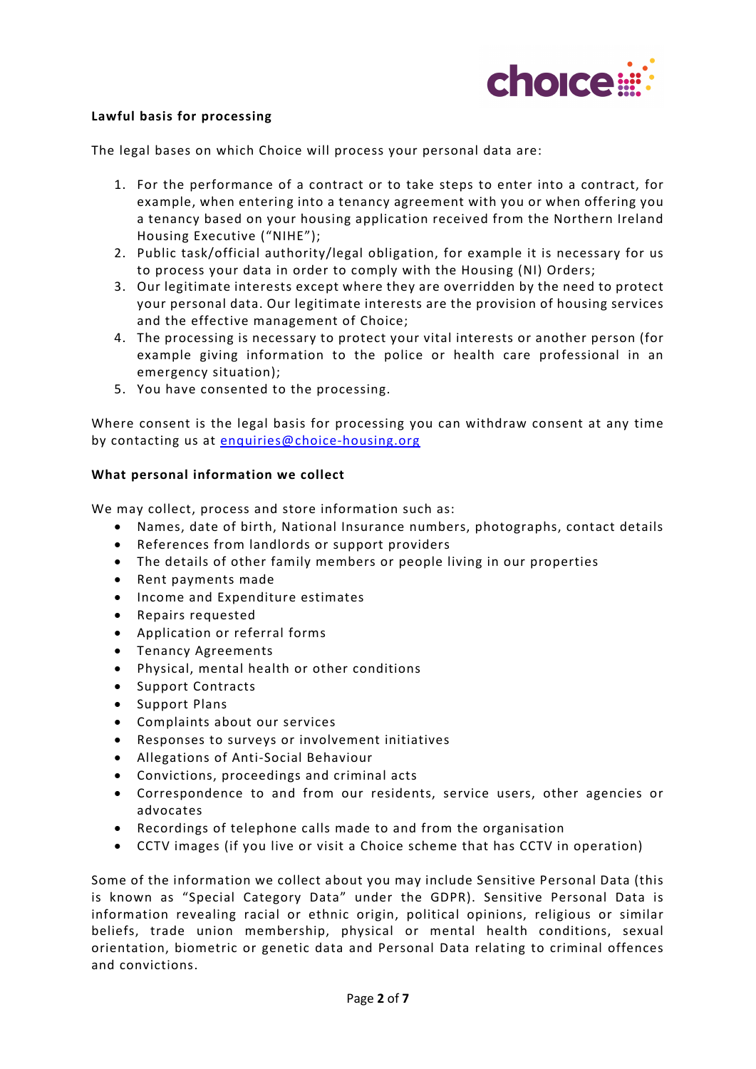**Lawful basis for processing**

The legal bases on which Choice will process your personal data are:

1. For the performance of a contract or to take steps to enter into a contract, for example, when entering into a tenancy agreement with you or when offering you a tenancy based on your housing application received from the Northern Ireland Housing Executive ("NIHE");
2. Public task/official authority/legal obligation, for example it is necessary for us to process your data in order to comply with the Housing (NI) Orders;
3. Our legitimate interests except where they are overridden by the need to protect your personal data. Our legitimate interests are the provision of housing services and the effective management of Choice;
4. The processing is necessary to protect your vital interests or another person (for example giving information to the police or health care professional in an emergency situation);
5. You have consented to the processing.

Where consent is the legal basis for processing you can withdraw consent at any time by contacting us at enquiries@choice-housing.org

**What personal information we collect**

We may collect, process and store information such as:

- Names, date of birth, National Insurance numbers, photographs, contact details
- References from landlords or support providers
- The details of other family members or people living in our properties
- Rent payments made
- Income and Expenditure estimates
- Repairs requested
- Application or referral forms
- Tenancy Agreements
- Physical, mental health or other conditions
- Support Contracts
- Support Plans
- Complaints about our services
- Responses to surveys or involvement initiatives
- Allegations of Anti-Social Behaviour
- Convictions, proceedings and criminal acts
- Correspondence to and from our residents, service users, other agencies or advocates
- Recordings of telephone calls made to and from the organisation
- CCTV images (if you live or visit a Choice scheme that has CCTV in operation)

Some of the information we collect about you may include Sensitive Personal Data (this is known as "Special Category Data" under the GDPR). Sensitive Personal Data is information revealing racial or ethnic origin, political opinions, religious or similar beliefs, trade union membership, physical or mental health conditions, sexual orientation, biometric or genetic data and Personal Data relating to criminal offences and convictions.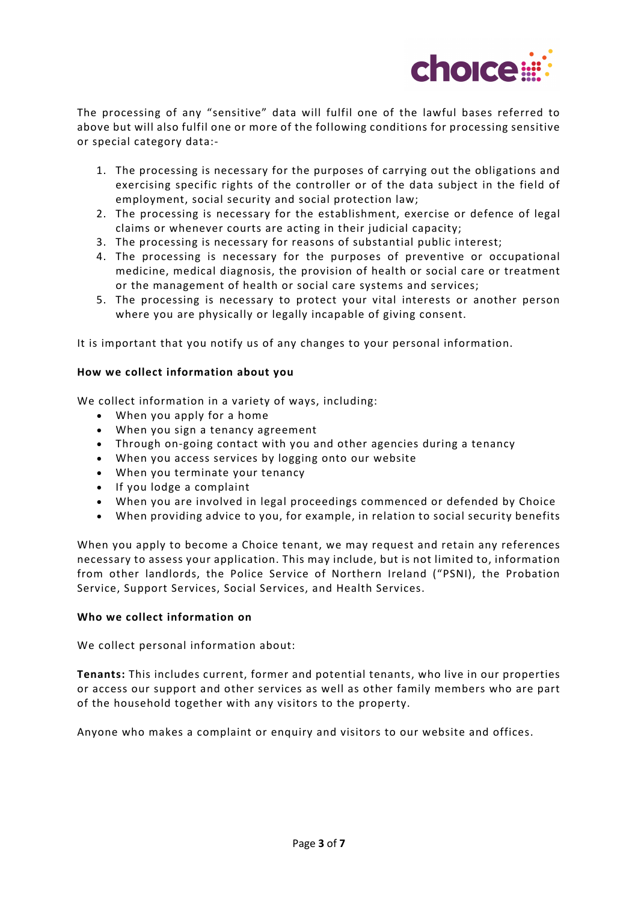The processing of any "sensitive" data will fulfil one of the lawful bases referred to above but will also fulfil one or more of the following conditions for processing sensitive or special category data:-

1. The processing is necessary for the purposes of carrying out the obligations and exercising specific rights of the controller or of the data subject in the field of employment, social security and social protection law;
2. The processing is necessary for the establishment, exercise or defence of legal claims or whenever courts are acting in their judicial capacity;
3. The processing is necessary for reasons of substantial public interest;
4. The processing is necessary for the purposes of preventive or occupational medicine, medical diagnosis, the provision of health or social care or treatment or the management of health or social care systems and services;
5. The processing is necessary to protect your vital interests or another person where you are physically or legally incapable of giving consent.

It is important that you notify us of any changes to your personal information.

**How we collect information about you**

We collect information in a variety of ways, including:

- When you apply for a home
- When you sign a tenancy agreement
- Through on-going contact with you and other agencies during a tenancy
- When you access services by logging onto our website
- When you terminate your tenancy
- If you lodge a complaint
- When you are involved in legal proceedings commenced or defended by Choice
- When providing advice to you, for example, in relation to social security benefits

When you apply to become a Choice tenant, we may request and retain any references necessary to assess your application. This may include, but is not limited to, information from other landlords, the Police Service of Northern Ireland ("PSNI), the Probation Service, Support Services, Social Services, and Health Services.

**Who we collect information on**

We collect personal information about:

**Tenants:** This includes current, former and potential tenants, who live in our properties or access our support and other services as well as other family members who are part of the household together with any visitors to the property.

Anyone who makes a complaint or enquiry and visitors to our website and offices.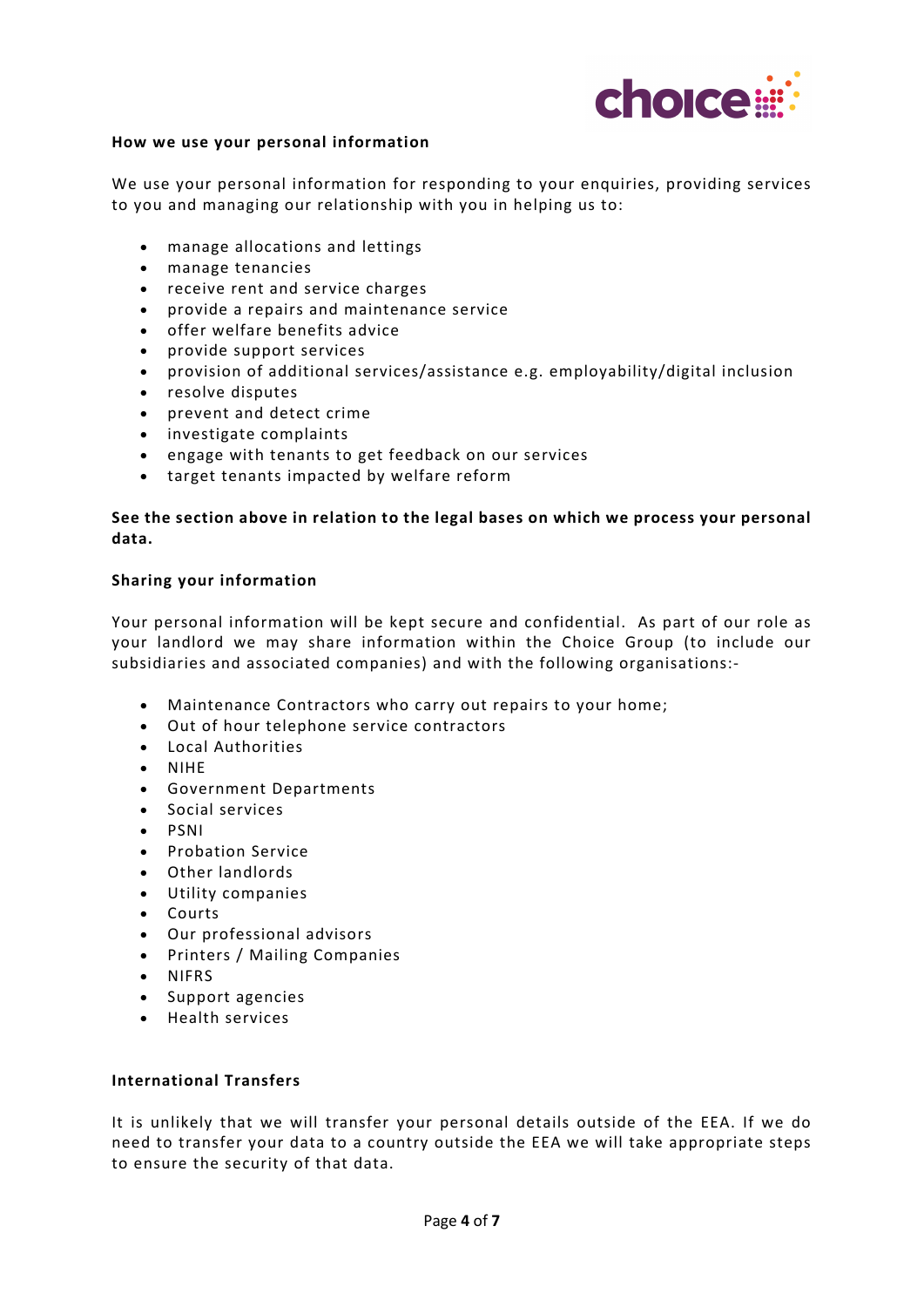## How we use your personal information

We use your personal information for responding to your enquiries, providing services to you and managing our relationship with you in helping us to:

- manage allocations and lettings
- manage tenancies
- receive rent and service charges
- provide a repairs and maintenance service
- offer welfare benefits advice
- provide support services
- provision of additional services/assistance e.g. employability/digital inclusion
- resolve disputes
- prevent and detect crime
- investigate complaints
- engage with tenants to get feedback on our services
- target tenants impacted by welfare reform

**See the section above in relation to the legal bases on which we process your personal data.**

## Sharing your information

Your personal information will be kept secure and confidential. As part of our role as your landlord we may share information within the Choice Group (to include our subsidiaries and associated companies) and with the following organisations:-

- Maintenance Contractors who carry out repairs to your home;
- Out of hour telephone service contractors
- Local Authorities
- NIHE
- Government Departments
- Social services
- PSNI
- Probation Service
- Other landlords
- Utility companies
- Courts
- Our professional advisors
- Printers / Mailing Companies
- NIFRS
- Support agencies
- Health services

## International Transfers

It is unlikely that we will transfer your personal details outside of the EEA. If we do need to transfer your data to a country outside the EEA we will take appropriate steps to ensure the security of that data.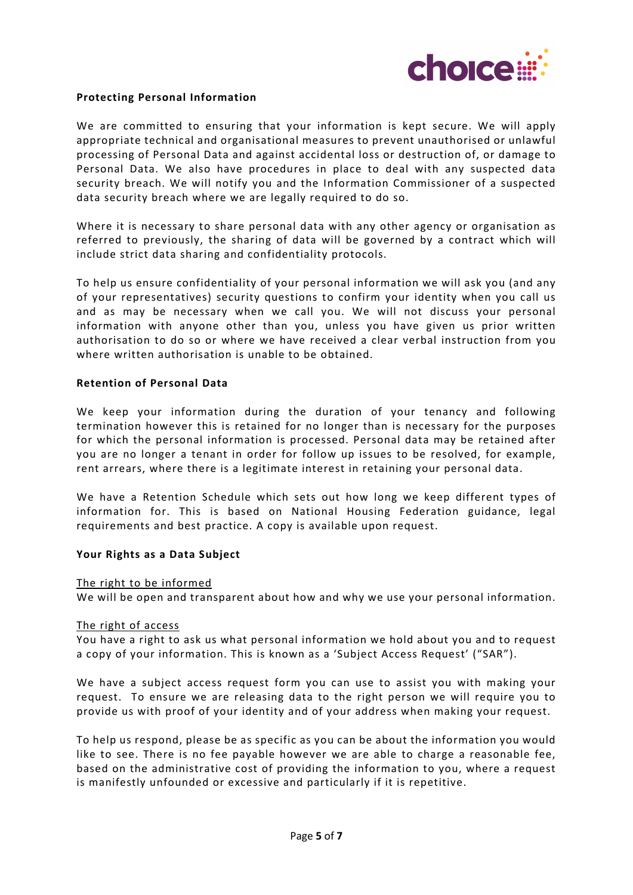**Protecting Personal Information**

We are committed to ensuring that your information is kept secure. We will apply appropriate technical and organisational measures to prevent unauthorised or unlawful processing of Personal Data and against accidental loss or destruction of, or damage to Personal Data. We also have procedures in place to deal with any suspected data security breach. We will notify you and the Information Commissioner of a suspected data security breach where we are legally required to do so.

Where it is necessary to share personal data with any other agency or organisation as referred to previously, the sharing of data will be governed by a contract which will include strict data sharing and confidentiality protocols.

To help us ensure confidentiality of your personal information we will ask you (and any of your representatives) security questions to confirm your identity when you call us and as may be necessary when we call you. We will not discuss your personal information with anyone other than you, unless you have given us prior written authorisation to do so or where we have received a clear verbal instruction from you where written authorisation is unable to be obtained.

**Retention of Personal Data**

We keep your information during the duration of your tenancy and following termination however this is retained for no longer than is necessary for the purposes for which the personal information is processed. Personal data may be retained after you are no longer a tenant in order for follow up issues to be resolved, for example, rent arrears, where there is a legitimate interest in retaining your personal data.

We have a Retention Schedule which sets out how long we keep different types of information for. This is based on National Housing Federation guidance, legal requirements and best practice. A copy is available upon request.

**Your Rights as a Data Subject**

<u>The right to be informed</u>
We will be open and transparent about how and why we use your personal information.

<u>The right of access</u>
You have a right to ask us what personal information we hold about you and to request a copy of your information. This is known as a 'Subject Access Request' ("SAR").

We have a subject access request form you can use to assist you with making your request. To ensure we are releasing data to the right person we will require you to provide us with proof of your identity and of your address when making your request.

To help us respond, please be as specific as you can be about the information you would like to see. There is no fee payable however we are able to charge a reasonable fee, based on the administrative cost of providing the information to you, where a request is manifestly unfounded or excessive and particularly if it is repetitive.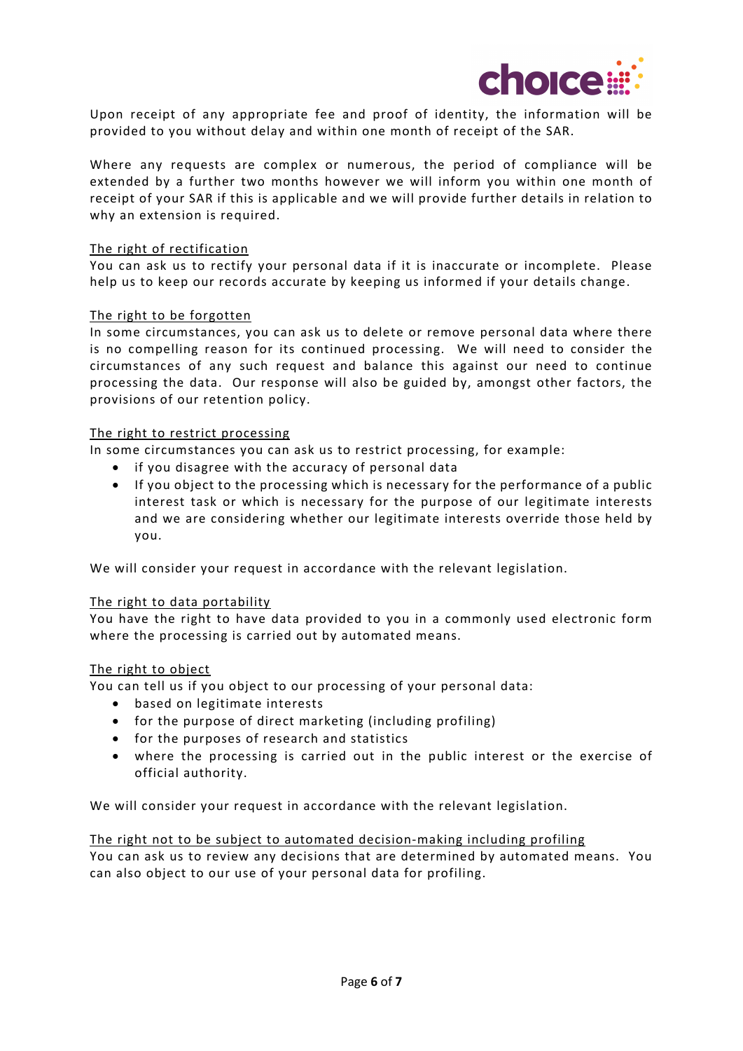Upon receipt of any appropriate fee and proof of identity, the information will be provided to you without delay and within one month of receipt of the SAR.

Where any requests are complex or numerous, the period of compliance will be extended by a further two months however we will inform you within one month of receipt of your SAR if this is applicable and we will provide further details in relation to why an extension is required.

<u>The right of rectification</u>
You can ask us to rectify your personal data if it is inaccurate or incomplete. Please help us to keep our records accurate by keeping us informed if your details change.

<u>The right to be forgotten</u>
In some circumstances, you can ask us to delete or remove personal data where there is no compelling reason for its continued processing. We will need to consider the circumstances of any such request and balance this against our need to continue processing the data. Our response will also be guided by, amongst other factors, the provisions of our retention policy.

<u>The right to restrict processing</u>
In some circumstances you can ask us to restrict processing, for example:

- if you disagree with the accuracy of personal data
- If you object to the processing which is necessary for the performance of a public interest task or which is necessary for the purpose of our legitimate interests and we are considering whether our legitimate interests override those held by you.

We will consider your request in accordance with the relevant legislation.

<u>The right to data portability</u>
You have the right to have data provided to you in a commonly used electronic form where the processing is carried out by automated means.

<u>The right to object</u>
You can tell us if you object to our processing of your personal data:

- based on legitimate interests
- for the purpose of direct marketing (including profiling)
- for the purposes of research and statistics
- where the processing is carried out in the public interest or the exercise of official authority.

We will consider your request in accordance with the relevant legislation.

<u>The right not to be subject to automated decision-making including profiling</u>
You can ask us to review any decisions that are determined by automated means. You can also object to our use of your personal data for profiling.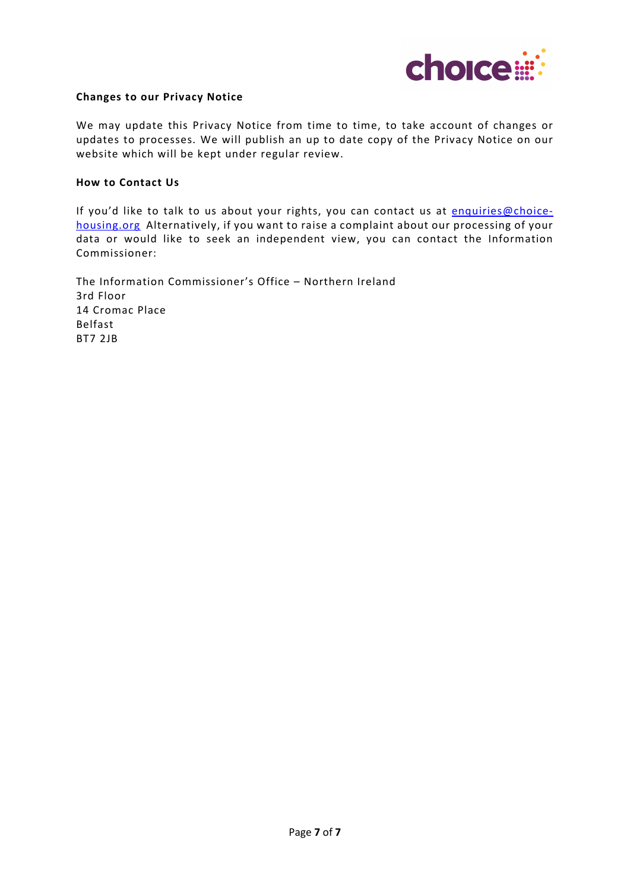**Changes to our Privacy Notice**

We may update this Privacy Notice from time to time, to take account of changes or updates to processes. We will publish an up to date copy of the Privacy Notice on our website which will be kept under regular review.

**How to Contact Us**

If you'd like to talk to us about your rights, you can contact us at enquiries@choice-housing.org Alternatively, if you want to raise a complaint about our processing of your data or would like to seek an independent view, you can contact the Information Commissioner:

The Information Commissioner's Office – Northern Ireland
3rd Floor
14 Cromac Place
Belfast
BT7 2JB